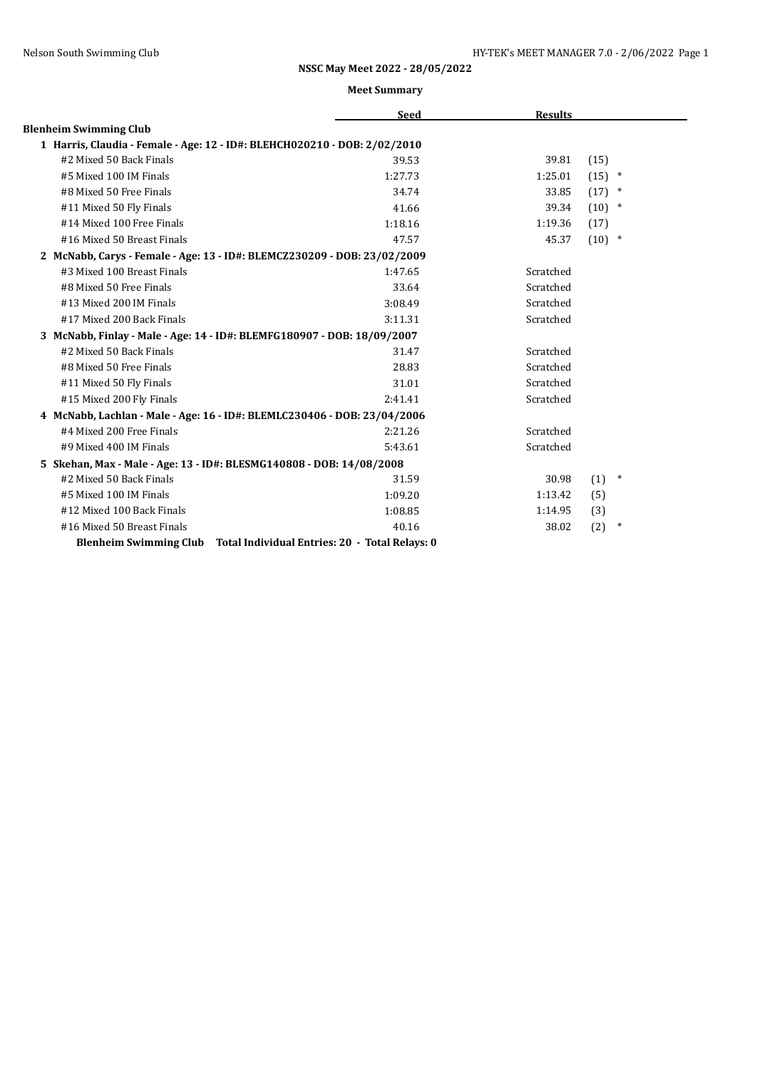**NSSC May Meet 2022 - 28/05/2022**

**Meet Summary**

| | Seed | Results | |
|---|---|---|---|
| **Blenheim Swimming Club** | | | |
| **1 Harris, Claudia - Female - Age: 12 - ID#: BLEHCH020210 - DOB: 2/02/2010** | | | |
| #2 Mixed 50 Back Finals | 39.53 | 39.81 | (15) |
| #5 Mixed 100 IM Finals | 1:27.73 | 1:25.01 | (15) * |
| #8 Mixed 50 Free Finals | 34.74 | 33.85 | (17) * |
| #11 Mixed 50 Fly Finals | 41.66 | 39.34 | (10) * |
| #14 Mixed 100 Free Finals | 1:18.16 | 1:19.36 | (17) |
| #16 Mixed 50 Breast Finals | 47.57 | 45.37 | (10) * |
| **2 McNabb, Carys - Female - Age: 13 - ID#: BLEMCZ230209 - DOB: 23/02/2009** | | | |
| #3 Mixed 100 Breast Finals | 1:47.65 | Scratched | |
| #8 Mixed 50 Free Finals | 33.64 | Scratched | |
| #13 Mixed 200 IM Finals | 3:08.49 | Scratched | |
| #17 Mixed 200 Back Finals | 3:11.31 | Scratched | |
| **3 McNabb, Finlay - Male - Age: 14 - ID#: BLEMFG180907 - DOB: 18/09/2007** | | | |
| #2 Mixed 50 Back Finals | 31.47 | Scratched | |
| #8 Mixed 50 Free Finals | 28.83 | Scratched | |
| #11 Mixed 50 Fly Finals | 31.01 | Scratched | |
| #15 Mixed 200 Fly Finals | 2:41.41 | Scratched | |
| **4 McNabb, Lachlan - Male - Age: 16 - ID#: BLEMLC230406 - DOB: 23/04/2006** | | | |
| #4 Mixed 200 Free Finals | 2:21.26 | Scratched | |
| #9 Mixed 400 IM Finals | 5:43.61 | Scratched | |
| **5 Skehan, Max - Male - Age: 13 - ID#: BLESMG140808 - DOB: 14/08/2008** | | | |
| #2 Mixed 50 Back Finals | 31.59 | 30.98 | (1) * |
| #5 Mixed 100 IM Finals | 1:09.20 | 1:13.42 | (5) |
| #12 Mixed 100 Back Finals | 1:08.85 | 1:14.95 | (3) |
| #16 Mixed 50 Breast Finals | 40.16 | 38.02 | (2) * |

**Blenheim Swimming Club Total Individual Entries: 20 - Total Relays: 0**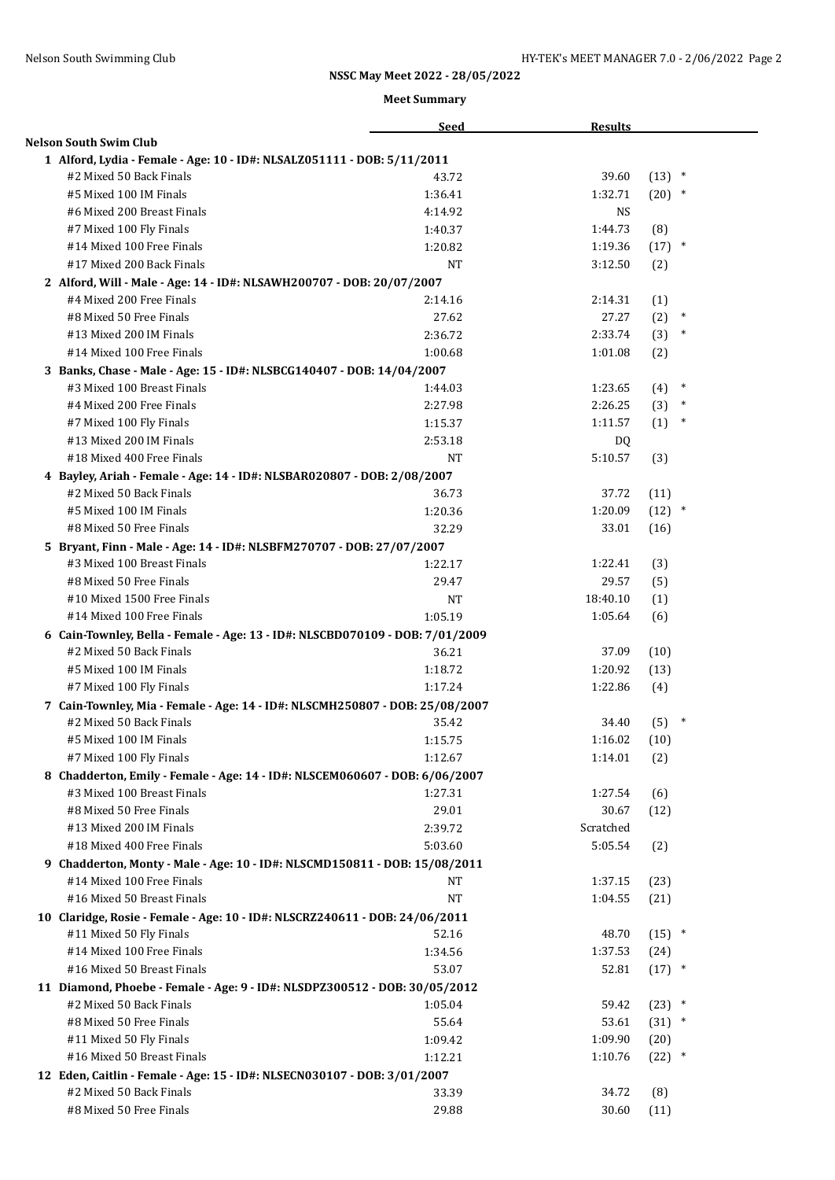## NSSC May Meet 2022 - 28/05/2022

### Meet Summary

| | Seed | Results | |
|---|---|---|---|
| **Nelson South Swim Club** | | | |
| **1 Alford, Lydia - Female - Age: 10 - ID#: NLSALZ051111 - DOB: 5/11/2011** | | | |
| #2 Mixed 50 Back Finals | 43.72 | 39.60 | (13) * |
| #5 Mixed 100 IM Finals | 1:36.41 | 1:32.71 | (20) * |
| #6 Mixed 200 Breast Finals | 4:14.92 | NS | |
| #7 Mixed 100 Fly Finals | 1:40.37 | 1:44.73 | (8) |
| #14 Mixed 100 Free Finals | 1:20.82 | 1:19.36 | (17) * |
| #17 Mixed 200 Back Finals | NT | 3:12.50 | (2) |
| **2 Alford, Will - Male - Age: 14 - ID#: NLSAWH200707 - DOB: 20/07/2007** | | | |
| #4 Mixed 200 Free Finals | 2:14.16 | 2:14.31 | (1) |
| #8 Mixed 50 Free Finals | 27.62 | 27.27 | (2) * |
| #13 Mixed 200 IM Finals | 2:36.72 | 2:33.74 | (3) * |
| #14 Mixed 100 Free Finals | 1:00.68 | 1:01.08 | (2) |
| **3 Banks, Chase - Male - Age: 15 - ID#: NLSBCG140407 - DOB: 14/04/2007** | | | |
| #3 Mixed 100 Breast Finals | 1:44.03 | 1:23.65 | (4) * |
| #4 Mixed 200 Free Finals | 2:27.98 | 2:26.25 | (3) * |
| #7 Mixed 100 Fly Finals | 1:15.37 | 1:11.57 | (1) * |
| #13 Mixed 200 IM Finals | 2:53.18 | DQ | |
| #18 Mixed 400 Free Finals | NT | 5:10.57 | (3) |
| **4 Bayley, Ariah - Female - Age: 14 - ID#: NLSBAR020807 - DOB: 2/08/2007** | | | |
| #2 Mixed 50 Back Finals | 36.73 | 37.72 | (11) |
| #5 Mixed 100 IM Finals | 1:20.36 | 1:20.09 | (12) * |
| #8 Mixed 50 Free Finals | 32.29 | 33.01 | (16) |
| **5 Bryant, Finn - Male - Age: 14 - ID#: NLSBFM270707 - DOB: 27/07/2007** | | | |
| #3 Mixed 100 Breast Finals | 1:22.17 | 1:22.41 | (3) |
| #8 Mixed 50 Free Finals | 29.47 | 29.57 | (5) |
| #10 Mixed 1500 Free Finals | NT | 18:40.10 | (1) |
| #14 Mixed 100 Free Finals | 1:05.19 | 1:05.64 | (6) |
| **6 Cain-Townley, Bella - Female - Age: 13 - ID#: NLSCBD070109 - DOB: 7/01/2009** | | | |
| #2 Mixed 50 Back Finals | 36.21 | 37.09 | (10) |
| #5 Mixed 100 IM Finals | 1:18.72 | 1:20.92 | (13) |
| #7 Mixed 100 Fly Finals | 1:17.24 | 1:22.86 | (4) |
| **7 Cain-Townley, Mia - Female - Age: 14 - ID#: NLSCMH250807 - DOB: 25/08/2007** | | | |
| #2 Mixed 50 Back Finals | 35.42 | 34.40 | (5) * |
| #5 Mixed 100 IM Finals | 1:15.75 | 1:16.02 | (10) |
| #7 Mixed 100 Fly Finals | 1:12.67 | 1:14.01 | (2) |
| **8 Chadderton, Emily - Female - Age: 14 - ID#: NLSCEM060607 - DOB: 6/06/2007** | | | |
| #3 Mixed 100 Breast Finals | 1:27.31 | 1:27.54 | (6) |
| #8 Mixed 50 Free Finals | 29.01 | 30.67 | (12) |
| #13 Mixed 200 IM Finals | 2:39.72 | Scratched | |
| #18 Mixed 400 Free Finals | 5:03.60 | 5:05.54 | (2) |
| **9 Chadderton, Monty - Male - Age: 10 - ID#: NLSCMD150811 - DOB: 15/08/2011** | | | |
| #14 Mixed 100 Free Finals | NT | 1:37.15 | (23) |
| #16 Mixed 50 Breast Finals | NT | 1:04.55 | (21) |
| **10 Claridge, Rosie - Female - Age: 10 - ID#: NLSCRZ240611 - DOB: 24/06/2011** | | | |
| #11 Mixed 50 Fly Finals | 52.16 | 48.70 | (15) * |
| #14 Mixed 100 Free Finals | 1:34.56 | 1:37.53 | (24) |
| #16 Mixed 50 Breast Finals | 53.07 | 52.81 | (17) * |
| **11 Diamond, Phoebe - Female - Age: 9 - ID#: NLSDPZ300512 - DOB: 30/05/2012** | | | |
| #2 Mixed 50 Back Finals | 1:05.04 | 59.42 | (23) * |
| #8 Mixed 50 Free Finals | 55.64 | 53.61 | (31) * |
| #11 Mixed 50 Fly Finals | 1:09.42 | 1:09.90 | (20) |
| #16 Mixed 50 Breast Finals | 1:12.21 | 1:10.76 | (22) * |
| **12 Eden, Caitlin - Female - Age: 15 - ID#: NLSECN030107 - DOB: 3/01/2007** | | | |
| #2 Mixed 50 Back Finals | 33.39 | 34.72 | (8) |
| #8 Mixed 50 Free Finals | 29.88 | 30.60 | (11) |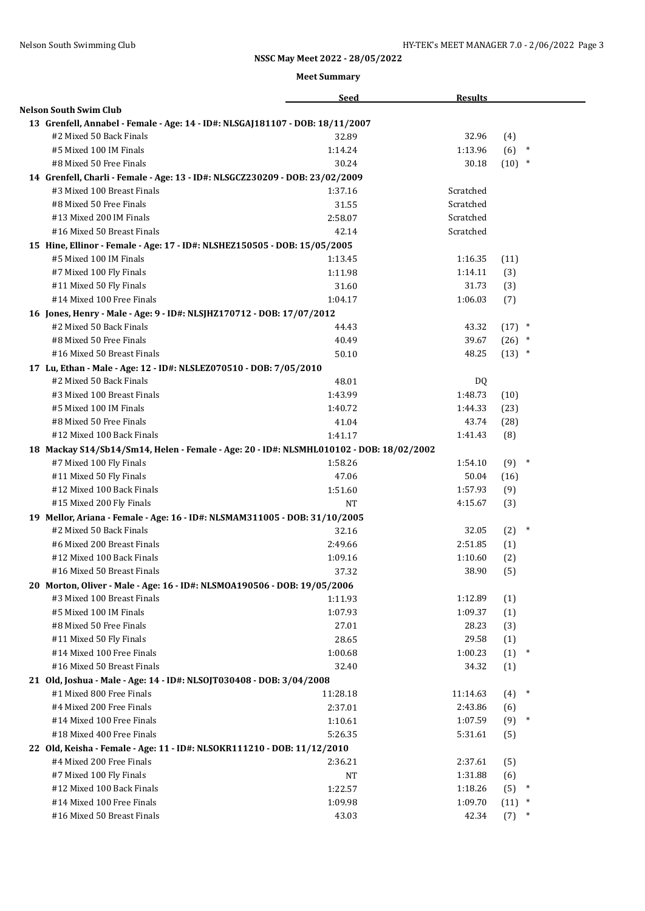## NSSC May Meet 2022 - 28/05/2022

### Meet Summary

| | Seed | Results | |
|---|---|---|---|
| **Nelson South Swim Club** | | | |
| **13 Grenfell, Annabel - Female - Age: 14 - ID#: NLSGAJ181107 - DOB: 18/11/2007** | | | |
| #2 Mixed 50 Back Finals | 32.89 | 32.96 | (4) |
| #5 Mixed 100 IM Finals | 1:14.24 | 1:13.96 | (6) * |
| #8 Mixed 50 Free Finals | 30.24 | 30.18 | (10) * |
| **14 Grenfell, Charli - Female - Age: 13 - ID#: NLSGCZ230209 - DOB: 23/02/2009** | | | |
| #3 Mixed 100 Breast Finals | 1:37.16 | Scratched | |
| #8 Mixed 50 Free Finals | 31.55 | Scratched | |
| #13 Mixed 200 IM Finals | 2:58.07 | Scratched | |
| #16 Mixed 50 Breast Finals | 42.14 | Scratched | |
| **15 Hine, Ellinor - Female - Age: 17 - ID#: NLSHEZ150505 - DOB: 15/05/2005** | | | |
| #5 Mixed 100 IM Finals | 1:13.45 | 1:16.35 | (11) |
| #7 Mixed 100 Fly Finals | 1:11.98 | 1:14.11 | (3) |
| #11 Mixed 50 Fly Finals | 31.60 | 31.73 | (3) |
| #14 Mixed 100 Free Finals | 1:04.17 | 1:06.03 | (7) |
| **16 Jones, Henry - Male - Age: 9 - ID#: NLSJHZ170712 - DOB: 17/07/2012** | | | |
| #2 Mixed 50 Back Finals | 44.43 | 43.32 | (17) * |
| #8 Mixed 50 Free Finals | 40.49 | 39.67 | (26) * |
| #16 Mixed 50 Breast Finals | 50.10 | 48.25 | (13) * |
| **17 Lu, Ethan - Male - Age: 12 - ID#: NLSLEZ070510 - DOB: 7/05/2010** | | | |
| #2 Mixed 50 Back Finals | 48.01 | DQ | |
| #3 Mixed 100 Breast Finals | 1:43.99 | 1:48.73 | (10) |
| #5 Mixed 100 IM Finals | 1:40.72 | 1:44.33 | (23) |
| #8 Mixed 50 Free Finals | 41.04 | 43.74 | (28) |
| #12 Mixed 100 Back Finals | 1:41.17 | 1:41.43 | (8) |
| **18 Mackay S14/Sb14/Sm14, Helen - Female - Age: 20 - ID#: NLSMHL010102 - DOB: 18/02/2002** | | | |
| #7 Mixed 100 Fly Finals | 1:58.26 | 1:54.10 | (9) * |
| #11 Mixed 50 Fly Finals | 47.06 | 50.04 | (16) |
| #12 Mixed 100 Back Finals | 1:51.60 | 1:57.93 | (9) |
| #15 Mixed 200 Fly Finals | NT | 4:15.67 | (3) |
| **19 Mellor, Ariana - Female - Age: 16 - ID#: NLSMAM311005 - DOB: 31/10/2005** | | | |
| #2 Mixed 50 Back Finals | 32.16 | 32.05 | (2) * |
| #6 Mixed 200 Breast Finals | 2:49.66 | 2:51.85 | (1) |
| #12 Mixed 100 Back Finals | 1:09.16 | 1:10.60 | (2) |
| #16 Mixed 50 Breast Finals | 37.32 | 38.90 | (5) |
| **20 Morton, Oliver - Male - Age: 16 - ID#: NLSMOA190506 - DOB: 19/05/2006** | | | |
| #3 Mixed 100 Breast Finals | 1:11.93 | 1:12.89 | (1) |
| #5 Mixed 100 IM Finals | 1:07.93 | 1:09.37 | (1) |
| #8 Mixed 50 Free Finals | 27.01 | 28.23 | (3) |
| #11 Mixed 50 Fly Finals | 28.65 | 29.58 | (1) |
| #14 Mixed 100 Free Finals | 1:00.68 | 1:00.23 | (1) * |
| #16 Mixed 50 Breast Finals | 32.40 | 34.32 | (1) |
| **21 Old, Joshua - Male - Age: 14 - ID#: NLSOJT030408 - DOB: 3/04/2008** | | | |
| #1 Mixed 800 Free Finals | 11:28.18 | 11:14.63 | (4) * |
| #4 Mixed 200 Free Finals | 2:37.01 | 2:43.86 | (6) |
| #14 Mixed 100 Free Finals | 1:10.61 | 1:07.59 | (9) * |
| #18 Mixed 400 Free Finals | 5:26.35 | 5:31.61 | (5) |
| **22 Old, Keisha - Female - Age: 11 - ID#: NLSOKR111210 - DOB: 11/12/2010** | | | |
| #4 Mixed 200 Free Finals | 2:36.21 | 2:37.61 | (5) |
| #7 Mixed 100 Fly Finals | NT | 1:31.88 | (6) |
| #12 Mixed 100 Back Finals | 1:22.57 | 1:18.26 | (5) * |
| #14 Mixed 100 Free Finals | 1:09.98 | 1:09.70 | (11) * |
| #16 Mixed 50 Breast Finals | 43.03 | 42.34 | (7) * |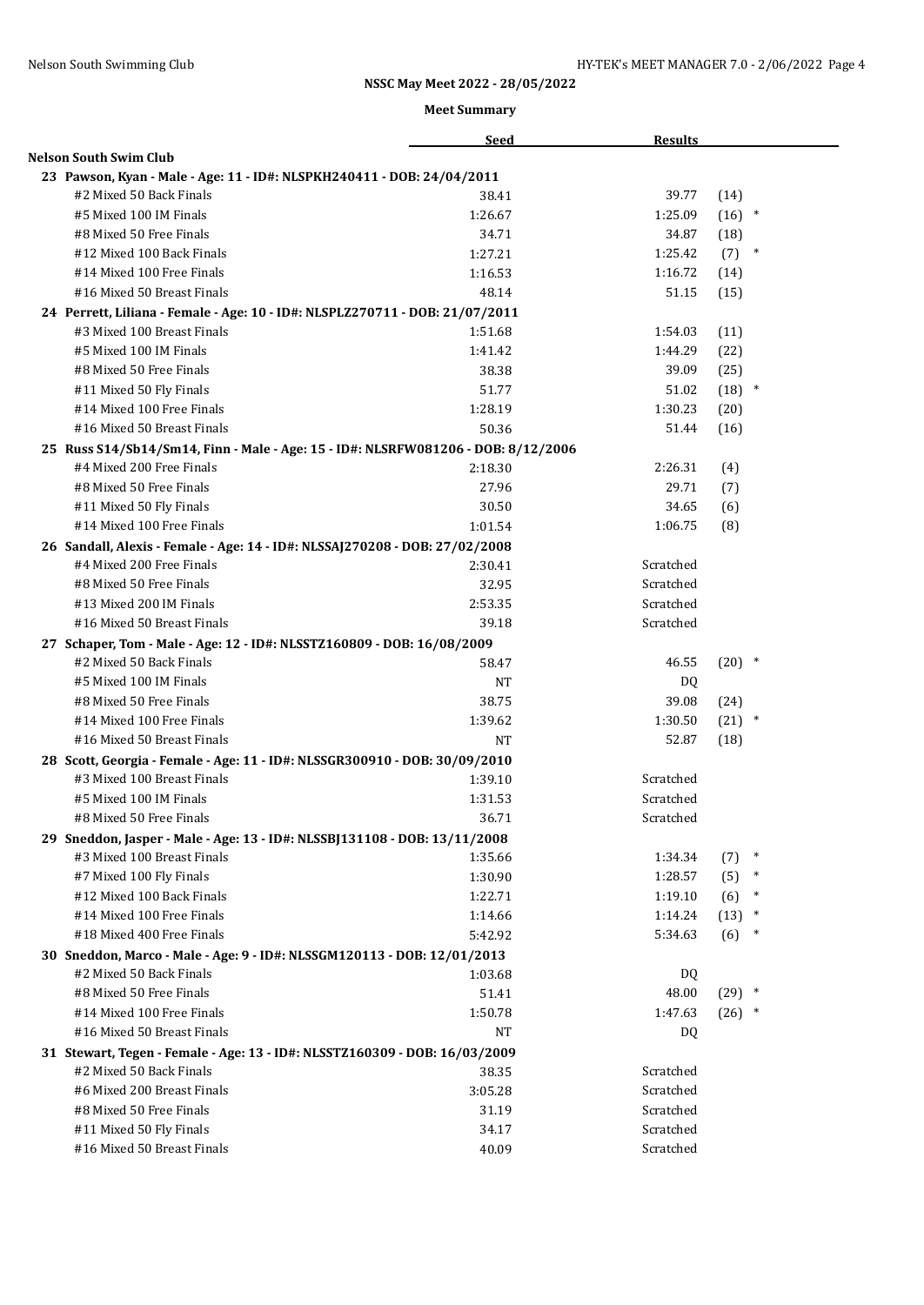## NSSC May Meet 2022 - 28/05/2022

### Meet Summary

**Nelson South Swim Club**

| | Seed | Results | |
|---|---|---|---|
| **23 Pawson, Kyan - Male - Age: 11 - ID#: NLSPKH240411 - DOB: 24/04/2011** | | | |
| #2 Mixed 50 Back Finals | 38.41 | 39.77 | (14) |
| #5 Mixed 100 IM Finals | 1:26.67 | 1:25.09 | (16) * |
| #8 Mixed 50 Free Finals | 34.71 | 34.87 | (18) |
| #12 Mixed 100 Back Finals | 1:27.21 | 1:25.42 | (7) * |
| #14 Mixed 100 Free Finals | 1:16.53 | 1:16.72 | (14) |
| #16 Mixed 50 Breast Finals | 48.14 | 51.15 | (15) |
| **24 Perrett, Liliana - Female - Age: 10 - ID#: NLSPLZ270711 - DOB: 21/07/2011** | | | |
| #3 Mixed 100 Breast Finals | 1:51.68 | 1:54.03 | (11) |
| #5 Mixed 100 IM Finals | 1:41.42 | 1:44.29 | (22) |
| #8 Mixed 50 Free Finals | 38.38 | 39.09 | (25) |
| #11 Mixed 50 Fly Finals | 51.77 | 51.02 | (18) * |
| #14 Mixed 100 Free Finals | 1:28.19 | 1:30.23 | (20) |
| #16 Mixed 50 Breast Finals | 50.36 | 51.44 | (16) |
| **25 Russ S14/Sb14/Sm14, Finn - Male - Age: 15 - ID#: NLSRFW081206 - DOB: 8/12/2006** | | | |
| #4 Mixed 200 Free Finals | 2:18.30 | 2:26.31 | (4) |
| #8 Mixed 50 Free Finals | 27.96 | 29.71 | (7) |
| #11 Mixed 50 Fly Finals | 30.50 | 34.65 | (6) |
| #14 Mixed 100 Free Finals | 1:01.54 | 1:06.75 | (8) |
| **26 Sandall, Alexis - Female - Age: 14 - ID#: NLSSAJ270208 - DOB: 27/02/2008** | | | |
| #4 Mixed 200 Free Finals | 2:30.41 | Scratched | |
| #8 Mixed 50 Free Finals | 32.95 | Scratched | |
| #13 Mixed 200 IM Finals | 2:53.35 | Scratched | |
| #16 Mixed 50 Breast Finals | 39.18 | Scratched | |
| **27 Schaper, Tom - Male - Age: 12 - ID#: NLSSTZ160809 - DOB: 16/08/2009** | | | |
| #2 Mixed 50 Back Finals | 58.47 | 46.55 | (20) * |
| #5 Mixed 100 IM Finals | NT | DQ | |
| #8 Mixed 50 Free Finals | 38.75 | 39.08 | (24) |
| #14 Mixed 100 Free Finals | 1:39.62 | 1:30.50 | (21) * |
| #16 Mixed 50 Breast Finals | NT | 52.87 | (18) |
| **28 Scott, Georgia - Female - Age: 11 - ID#: NLSSGR300910 - DOB: 30/09/2010** | | | |
| #3 Mixed 100 Breast Finals | 1:39.10 | Scratched | |
| #5 Mixed 100 IM Finals | 1:31.53 | Scratched | |
| #8 Mixed 50 Free Finals | 36.71 | Scratched | |
| **29 Sneddon, Jasper - Male - Age: 13 - ID#: NLSSBJ131108 - DOB: 13/11/2008** | | | |
| #3 Mixed 100 Breast Finals | 1:35.66 | 1:34.34 | (7) * |
| #7 Mixed 100 Fly Finals | 1:30.90 | 1:28.57 | (5) * |
| #12 Mixed 100 Back Finals | 1:22.71 | 1:19.10 | (6) * |
| #14 Mixed 100 Free Finals | 1:14.66 | 1:14.24 | (13) * |
| #18 Mixed 400 Free Finals | 5:42.92 | 5:34.63 | (6) * |
| **30 Sneddon, Marco - Male - Age: 9 - ID#: NLSSGM120113 - DOB: 12/01/2013** | | | |
| #2 Mixed 50 Back Finals | 1:03.68 | DQ | |
| #8 Mixed 50 Free Finals | 51.41 | 48.00 | (29) * |
| #14 Mixed 100 Free Finals | 1:50.78 | 1:47.63 | (26) * |
| #16 Mixed 50 Breast Finals | NT | DQ | |
| **31 Stewart, Tegen - Female - Age: 13 - ID#: NLSSTZ160309 - DOB: 16/03/2009** | | | |
| #2 Mixed 50 Back Finals | 38.35 | Scratched | |
| #6 Mixed 200 Breast Finals | 3:05.28 | Scratched | |
| #8 Mixed 50 Free Finals | 31.19 | Scratched | |
| #11 Mixed 50 Fly Finals | 34.17 | Scratched | |
| #16 Mixed 50 Breast Finals | 40.09 | Scratched | |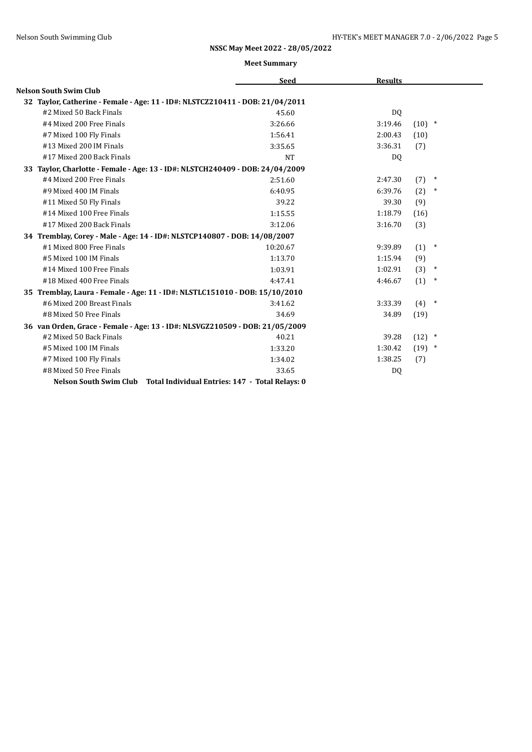## NSSC May Meet 2022 - 28/05/2022

### Meet Summary

| | Seed | Results | |
|---|---|---|---|
| **Nelson South Swim Club** | | | |
| **32 Taylor, Catherine - Female - Age: 11 - ID#: NLSTCZ210411 - DOB: 21/04/2011** | | | |
| #2 Mixed 50 Back Finals | 45.60 | DQ | |
| #4 Mixed 200 Free Finals | 3:26.66 | 3:19.46 | (10) * |
| #7 Mixed 100 Fly Finals | 1:56.41 | 2:00.43 | (10) |
| #13 Mixed 200 IM Finals | 3:35.65 | 3:36.31 | (7) |
| #17 Mixed 200 Back Finals | NT | DQ | |
| **33 Taylor, Charlotte - Female - Age: 13 - ID#: NLSTCH240409 - DOB: 24/04/2009** | | | |
| #4 Mixed 200 Free Finals | 2:51.60 | 2:47.30 | (7) * |
| #9 Mixed 400 IM Finals | 6:40.95 | 6:39.76 | (2) * |
| #11 Mixed 50 Fly Finals | 39.22 | 39.30 | (9) |
| #14 Mixed 100 Free Finals | 1:15.55 | 1:18.79 | (16) |
| #17 Mixed 200 Back Finals | 3:12.06 | 3:16.70 | (3) |
| **34 Tremblay, Corey - Male - Age: 14 - ID#: NLSTCP140807 - DOB: 14/08/2007** | | | |
| #1 Mixed 800 Free Finals | 10:20.67 | 9:39.89 | (1) * |
| #5 Mixed 100 IM Finals | 1:13.70 | 1:15.94 | (9) |
| #14 Mixed 100 Free Finals | 1:03.91 | 1:02.91 | (3) * |
| #18 Mixed 400 Free Finals | 4:47.41 | 4:46.67 | (1) * |
| **35 Tremblay, Laura - Female - Age: 11 - ID#: NLSTLC151010 - DOB: 15/10/2010** | | | |
| #6 Mixed 200 Breast Finals | 3:41.62 | 3:33.39 | (4) * |
| #8 Mixed 50 Free Finals | 34.69 | 34.89 | (19) |
| **36 van Orden, Grace - Female - Age: 13 - ID#: NLSVGZ210509 - DOB: 21/05/2009** | | | |
| #2 Mixed 50 Back Finals | 40.21 | 39.28 | (12) * |
| #5 Mixed 100 IM Finals | 1:33.20 | 1:30.42 | (19) * |
| #7 Mixed 100 Fly Finals | 1:34.02 | 1:38.25 | (7) |
| #8 Mixed 50 Free Finals | 33.65 | DQ | |

**Nelson South Swim Club Total Individual Entries: 147 - Total Relays: 0**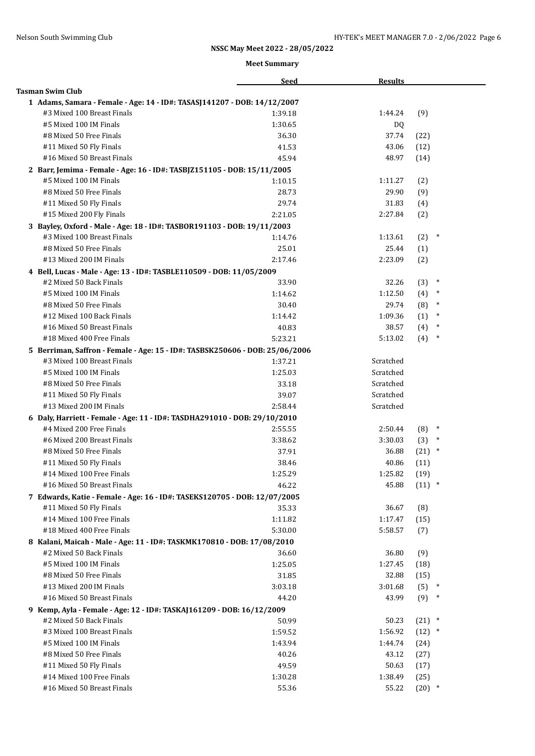## NSSC May Meet 2022 - 28/05/2022

### Meet Summary

| | Seed | Results | |
|---|---|---|---|
| **Tasman Swim Club** | | | |
| **1 Adams, Samara - Female - Age: 14 - ID#: TASASJ141207 - DOB: 14/12/2007** | | | |
| #3 Mixed 100 Breast Finals | 1:39.18 | 1:44.24 | (9) |
| #5 Mixed 100 IM Finals | 1:30.65 | DQ | |
| #8 Mixed 50 Free Finals | 36.30 | 37.74 | (22) |
| #11 Mixed 50 Fly Finals | 41.53 | 43.06 | (12) |
| #16 Mixed 50 Breast Finals | 45.94 | 48.97 | (14) |
| **2 Barr, Jemima - Female - Age: 16 - ID#: TASBJZ151105 - DOB: 15/11/2005** | | | |
| #5 Mixed 100 IM Finals | 1:10.15 | 1:11.27 | (2) |
| #8 Mixed 50 Free Finals | 28.73 | 29.90 | (9) |
| #11 Mixed 50 Fly Finals | 29.74 | 31.83 | (4) |
| #15 Mixed 200 Fly Finals | 2:21.05 | 2:27.84 | (2) |
| **3 Bayley, Oxford - Male - Age: 18 - ID#: TASBOR191103 - DOB: 19/11/2003** | | | |
| #3 Mixed 100 Breast Finals | 1:14.76 | 1:13.61 | (2) * |
| #8 Mixed 50 Free Finals | 25.01 | 25.44 | (1) |
| #13 Mixed 200 IM Finals | 2:17.46 | 2:23.09 | (2) |
| **4 Bell, Lucas - Male - Age: 13 - ID#: TASBLE110509 - DOB: 11/05/2009** | | | |
| #2 Mixed 50 Back Finals | 33.90 | 32.26 | (3) * |
| #5 Mixed 100 IM Finals | 1:14.62 | 1:12.50 | (4) * |
| #8 Mixed 50 Free Finals | 30.40 | 29.74 | (8) * |
| #12 Mixed 100 Back Finals | 1:14.42 | 1:09.36 | (1) * |
| #16 Mixed 50 Breast Finals | 40.83 | 38.57 | (4) * |
| #18 Mixed 400 Free Finals | 5:23.21 | 5:13.02 | (4) * |
| **5 Berriman, Saffron - Female - Age: 15 - ID#: TASBSK250606 - DOB: 25/06/2006** | | | |
| #3 Mixed 100 Breast Finals | 1:37.21 | Scratched | |
| #5 Mixed 100 IM Finals | 1:25.03 | Scratched | |
| #8 Mixed 50 Free Finals | 33.18 | Scratched | |
| #11 Mixed 50 Fly Finals | 39.07 | Scratched | |
| #13 Mixed 200 IM Finals | 2:58.44 | Scratched | |
| **6 Daly, Harriett - Female - Age: 11 - ID#: TASDHA291010 - DOB: 29/10/2010** | | | |
| #4 Mixed 200 Free Finals | 2:55.55 | 2:50.44 | (8) * |
| #6 Mixed 200 Breast Finals | 3:38.62 | 3:30.03 | (3) * |
| #8 Mixed 50 Free Finals | 37.91 | 36.88 | (21) * |
| #11 Mixed 50 Fly Finals | 38.46 | 40.86 | (11) |
| #14 Mixed 100 Free Finals | 1:25.29 | 1:25.82 | (19) |
| #16 Mixed 50 Breast Finals | 46.22 | 45.88 | (11) * |
| **7 Edwards, Katie - Female - Age: 16 - ID#: TASEKS120705 - DOB: 12/07/2005** | | | |
| #11 Mixed 50 Fly Finals | 35.33 | 36.67 | (8) |
| #14 Mixed 100 Free Finals | 1:11.82 | 1:17.47 | (15) |
| #18 Mixed 400 Free Finals | 5:30.00 | 5:58.57 | (7) |
| **8 Kalani, Maicah - Male - Age: 11 - ID#: TASKMK170810 - DOB: 17/08/2010** | | | |
| #2 Mixed 50 Back Finals | 36.60 | 36.80 | (9) |
| #5 Mixed 100 IM Finals | 1:25.05 | 1:27.45 | (18) |
| #8 Mixed 50 Free Finals | 31.85 | 32.88 | (15) |
| #13 Mixed 200 IM Finals | 3:03.18 | 3:01.68 | (5) * |
| #16 Mixed 50 Breast Finals | 44.20 | 43.99 | (9) * |
| **9 Kemp, Ayla - Female - Age: 12 - ID#: TASKAJ161209 - DOB: 16/12/2009** | | | |
| #2 Mixed 50 Back Finals | 50.99 | 50.23 | (21) * |
| #3 Mixed 100 Breast Finals | 1:59.52 | 1:56.92 | (12) * |
| #5 Mixed 100 IM Finals | 1:43.94 | 1:44.74 | (24) |
| #8 Mixed 50 Free Finals | 40.26 | 43.12 | (27) |
| #11 Mixed 50 Fly Finals | 49.59 | 50.63 | (17) |
| #14 Mixed 100 Free Finals | 1:30.28 | 1:38.49 | (25) |
| #16 Mixed 50 Breast Finals | 55.36 | 55.22 | (20) * |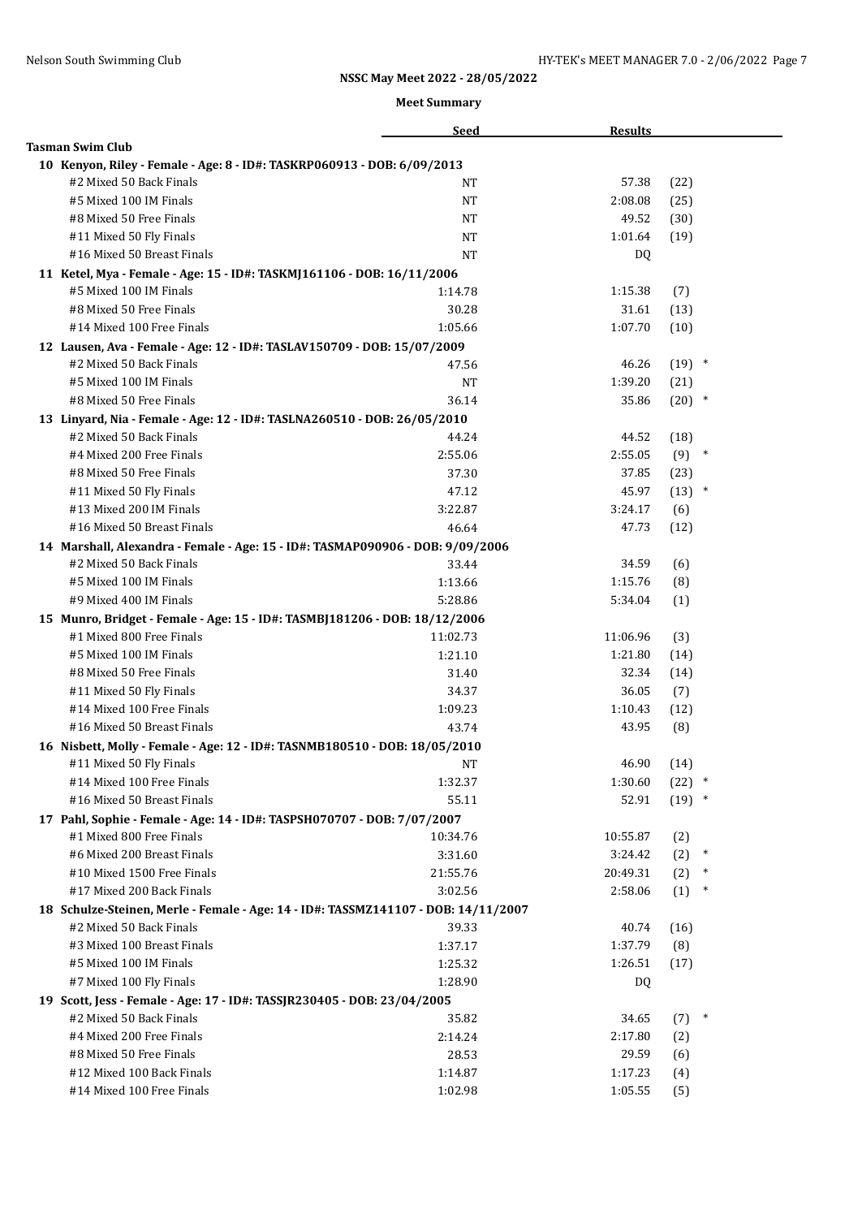## NSSC May Meet 2022 - 28/05/2022

### Meet Summary

| | Seed | Results | |
|---|---|---|---|
| **Tasman Swim Club** | | | |
| **10 Kenyon, Riley - Female - Age: 8 - ID#: TASKRP060913 - DOB: 6/09/2013** | | | |
| #2 Mixed 50 Back Finals | NT | 57.38 | (22) |
| #5 Mixed 100 IM Finals | NT | 2:08.08 | (25) |
| #8 Mixed 50 Free Finals | NT | 49.52 | (30) |
| #11 Mixed 50 Fly Finals | NT | 1:01.64 | (19) |
| #16 Mixed 50 Breast Finals | NT | DQ | |
| **11 Ketel, Mya - Female - Age: 15 - ID#: TASKMJ161106 - DOB: 16/11/2006** | | | |
| #5 Mixed 100 IM Finals | 1:14.78 | 1:15.38 | (7) |
| #8 Mixed 50 Free Finals | 30.28 | 31.61 | (13) |
| #14 Mixed 100 Free Finals | 1:05.66 | 1:07.70 | (10) |
| **12 Lausen, Ava - Female - Age: 12 - ID#: TASLAV150709 - DOB: 15/07/2009** | | | |
| #2 Mixed 50 Back Finals | 47.56 | 46.26 | (19) * |
| #5 Mixed 100 IM Finals | NT | 1:39.20 | (21) |
| #8 Mixed 50 Free Finals | 36.14 | 35.86 | (20) * |
| **13 Linyard, Nia - Female - Age: 12 - ID#: TASLNA260510 - DOB: 26/05/2010** | | | |
| #2 Mixed 50 Back Finals | 44.24 | 44.52 | (18) |
| #4 Mixed 200 Free Finals | 2:55.06 | 2:55.05 | (9) * |
| #8 Mixed 50 Free Finals | 37.30 | 37.85 | (23) |
| #11 Mixed 50 Fly Finals | 47.12 | 45.97 | (13) * |
| #13 Mixed 200 IM Finals | 3:22.87 | 3:24.17 | (6) |
| #16 Mixed 50 Breast Finals | 46.64 | 47.73 | (12) |
| **14 Marshall, Alexandra - Female - Age: 15 - ID#: TASMAP090906 - DOB: 9/09/2006** | | | |
| #2 Mixed 50 Back Finals | 33.44 | 34.59 | (6) |
| #5 Mixed 100 IM Finals | 1:13.66 | 1:15.76 | (8) |
| #9 Mixed 400 IM Finals | 5:28.86 | 5:34.04 | (1) |
| **15 Munro, Bridget - Female - Age: 15 - ID#: TASMBJ181206 - DOB: 18/12/2006** | | | |
| #1 Mixed 800 Free Finals | 11:02.73 | 11:06.96 | (3) |
| #5 Mixed 100 IM Finals | 1:21.10 | 1:21.80 | (14) |
| #8 Mixed 50 Free Finals | 31.40 | 32.34 | (14) |
| #11 Mixed 50 Fly Finals | 34.37 | 36.05 | (7) |
| #14 Mixed 100 Free Finals | 1:09.23 | 1:10.43 | (12) |
| #16 Mixed 50 Breast Finals | 43.74 | 43.95 | (8) |
| **16 Nisbett, Molly - Female - Age: 12 - ID#: TASNMB180510 - DOB: 18/05/2010** | | | |
| #11 Mixed 50 Fly Finals | NT | 46.90 | (14) |
| #14 Mixed 100 Free Finals | 1:32.37 | 1:30.60 | (22) * |
| #16 Mixed 50 Breast Finals | 55.11 | 52.91 | (19) * |
| **17 Pahl, Sophie - Female - Age: 14 - ID#: TASPSH070707 - DOB: 7/07/2007** | | | |
| #1 Mixed 800 Free Finals | 10:34.76 | 10:55.87 | (2) |
| #6 Mixed 200 Breast Finals | 3:31.60 | 3:24.42 | (2) * |
| #10 Mixed 1500 Free Finals | 21:55.76 | 20:49.31 | (2) * |
| #17 Mixed 200 Back Finals | 3:02.56 | 2:58.06 | (1) * |
| **18 Schulze-Steinen, Merle - Female - Age: 14 - ID#: TASSMZ141107 - DOB: 14/11/2007** | | | |
| #2 Mixed 50 Back Finals | 39.33 | 40.74 | (16) |
| #3 Mixed 100 Breast Finals | 1:37.17 | 1:37.79 | (8) |
| #5 Mixed 100 IM Finals | 1:25.32 | 1:26.51 | (17) |
| #7 Mixed 100 Fly Finals | 1:28.90 | DQ | |
| **19 Scott, Jess - Female - Age: 17 - ID#: TASSJR230405 - DOB: 23/04/2005** | | | |
| #2 Mixed 50 Back Finals | 35.82 | 34.65 | (7) * |
| #4 Mixed 200 Free Finals | 2:14.24 | 2:17.80 | (2) |
| #8 Mixed 50 Free Finals | 28.53 | 29.59 | (6) |
| #12 Mixed 100 Back Finals | 1:14.87 | 1:17.23 | (4) |
| #14 Mixed 100 Free Finals | 1:02.98 | 1:05.55 | (5) |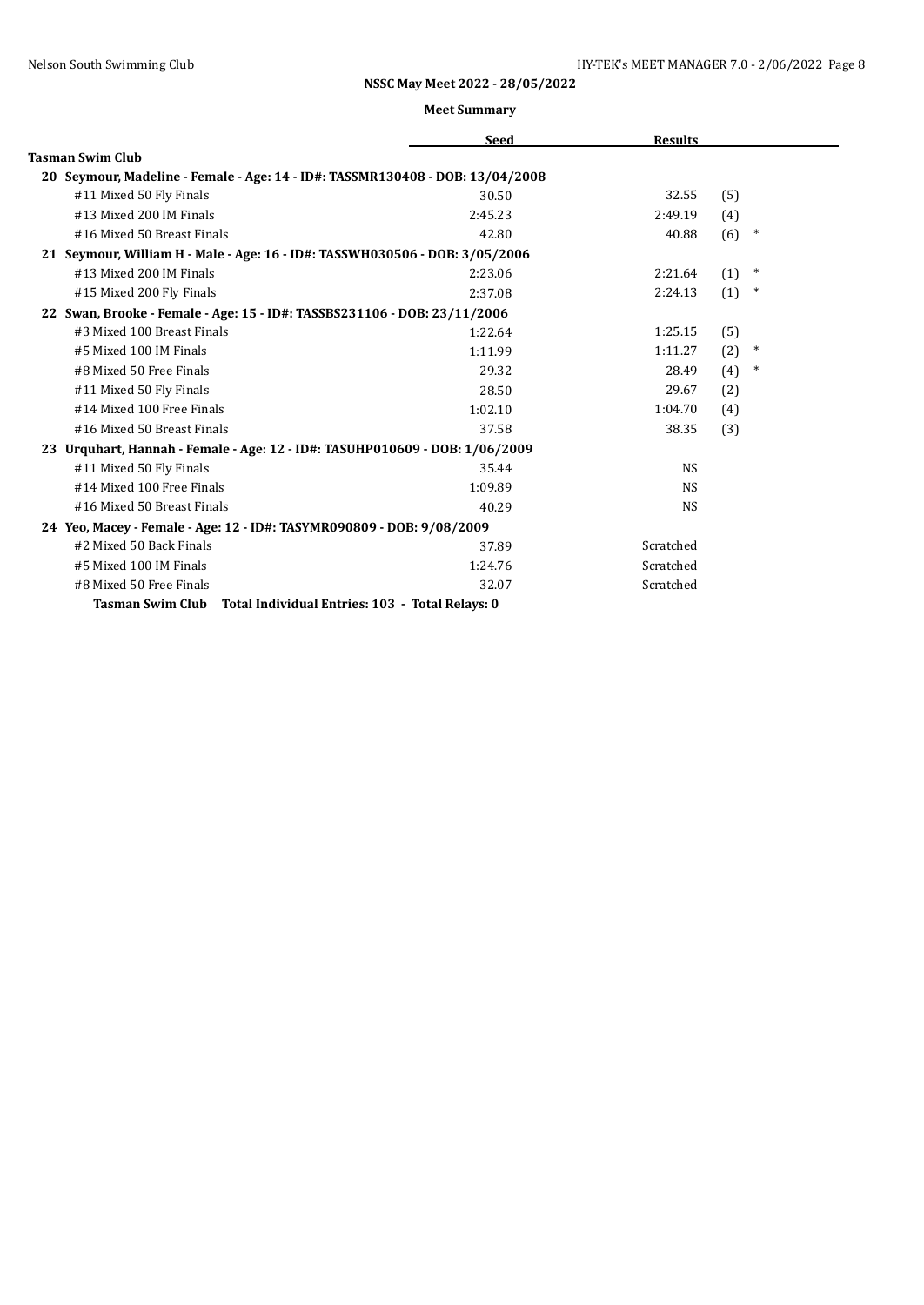**NSSC May Meet 2022 - 28/05/2022**

**Meet Summary**

| | Seed | Results | | |
|---|---|---|---|---|
| **Tasman Swim Club** | | | | |
| **20 Seymour, Madeline - Female - Age: 14 - ID#: TASSMR130408 - DOB: 13/04/2008** | | | | |
| #11 Mixed 50 Fly Finals | 30.50 | 32.55 | (5) | |
| #13 Mixed 200 IM Finals | 2:45.23 | 2:49.19 | (4) | |
| #16 Mixed 50 Breast Finals | 42.80 | 40.88 | (6) | * |
| **21 Seymour, William H - Male - Age: 16 - ID#: TASSWH030506 - DOB: 3/05/2006** | | | | |
| #13 Mixed 200 IM Finals | 2:23.06 | 2:21.64 | (1) | * |
| #15 Mixed 200 Fly Finals | 2:37.08 | 2:24.13 | (1) | * |
| **22 Swan, Brooke - Female - Age: 15 - ID#: TASSBS231106 - DOB: 23/11/2006** | | | | |
| #3 Mixed 100 Breast Finals | 1:22.64 | 1:25.15 | (5) | |
| #5 Mixed 100 IM Finals | 1:11.99 | 1:11.27 | (2) | * |
| #8 Mixed 50 Free Finals | 29.32 | 28.49 | (4) | * |
| #11 Mixed 50 Fly Finals | 28.50 | 29.67 | (2) | |
| #14 Mixed 100 Free Finals | 1:02.10 | 1:04.70 | (4) | |
| #16 Mixed 50 Breast Finals | 37.58 | 38.35 | (3) | |
| **23 Urquhart, Hannah - Female - Age: 12 - ID#: TASUHP010609 - DOB: 1/06/2009** | | | | |
| #11 Mixed 50 Fly Finals | 35.44 | NS | | |
| #14 Mixed 100 Free Finals | 1:09.89 | NS | | |
| #16 Mixed 50 Breast Finals | 40.29 | NS | | |
| **24 Yeo, Macey - Female - Age: 12 - ID#: TASYMR090809 - DOB: 9/08/2009** | | | | |
| #2 Mixed 50 Back Finals | 37.89 | Scratched | | |
| #5 Mixed 100 IM Finals | 1:24.76 | Scratched | | |
| #8 Mixed 50 Free Finals | 32.07 | Scratched | | |
| **Tasman Swim Club Total Individual Entries: 103 - Total Relays: 0** | | | | |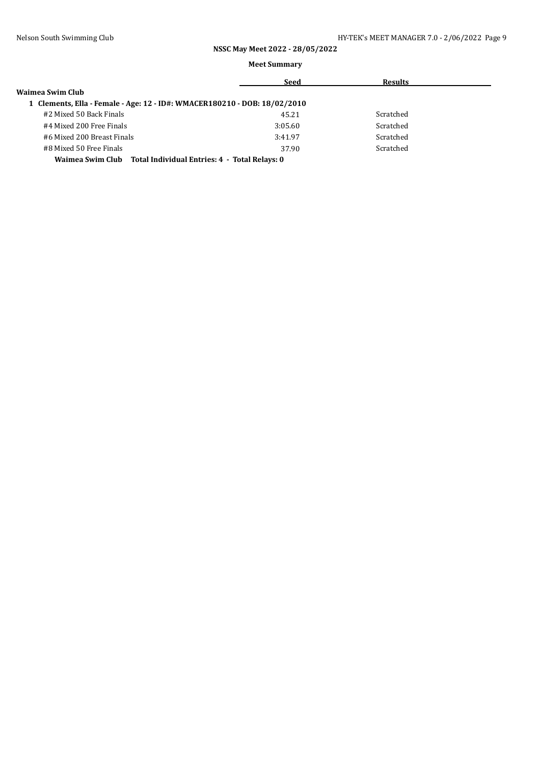## NSSC May Meet 2022 - 28/05/2022

### Meet Summary

| | Seed | Results |
|---|---|---|
| **Waimea Swim Club** | | |
| **1 Clements, Ella - Female - Age: 12 - ID#: WMACER180210 - DOB: 18/02/2010** | | |
| #2 Mixed 50 Back Finals | 45.21 | Scratched |
| #4 Mixed 200 Free Finals | 3:05.60 | Scratched |
| #6 Mixed 200 Breast Finals | 3:41.97 | Scratched |
| #8 Mixed 50 Free Finals | 37.90 | Scratched |

**Waimea Swim Club Total Individual Entries: 4 - Total Relays: 0**